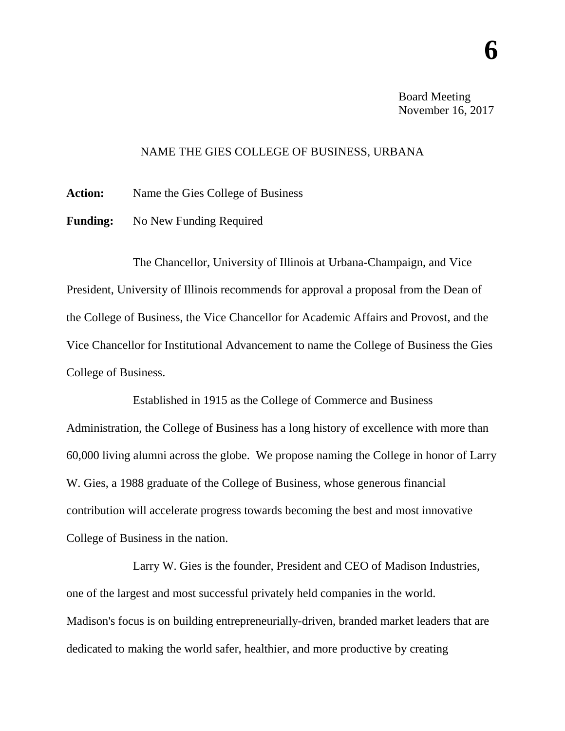**6**

Board Meeting
November 16, 2017

# NAME THE GIES COLLEGE OF BUSINESS, URBANA

**Action:** Name the Gies College of Business

**Funding:** No New Funding Required

The Chancellor, University of Illinois at Urbana-Champaign, and Vice President, University of Illinois recommends for approval a proposal from the Dean of the College of Business, the Vice Chancellor for Academic Affairs and Provost, and the Vice Chancellor for Institutional Advancement to name the College of Business the Gies College of Business.

Established in 1915 as the College of Commerce and Business Administration, the College of Business has a long history of excellence with more than 60,000 living alumni across the globe. We propose naming the College in honor of Larry W. Gies, a 1988 graduate of the College of Business, whose generous financial contribution will accelerate progress towards becoming the best and most innovative College of Business in the nation.

Larry W. Gies is the founder, President and CEO of Madison Industries, one of the largest and most successful privately held companies in the world. Madison's focus is on building entrepreneurially-driven, branded market leaders that are dedicated to making the world safer, healthier, and more productive by creating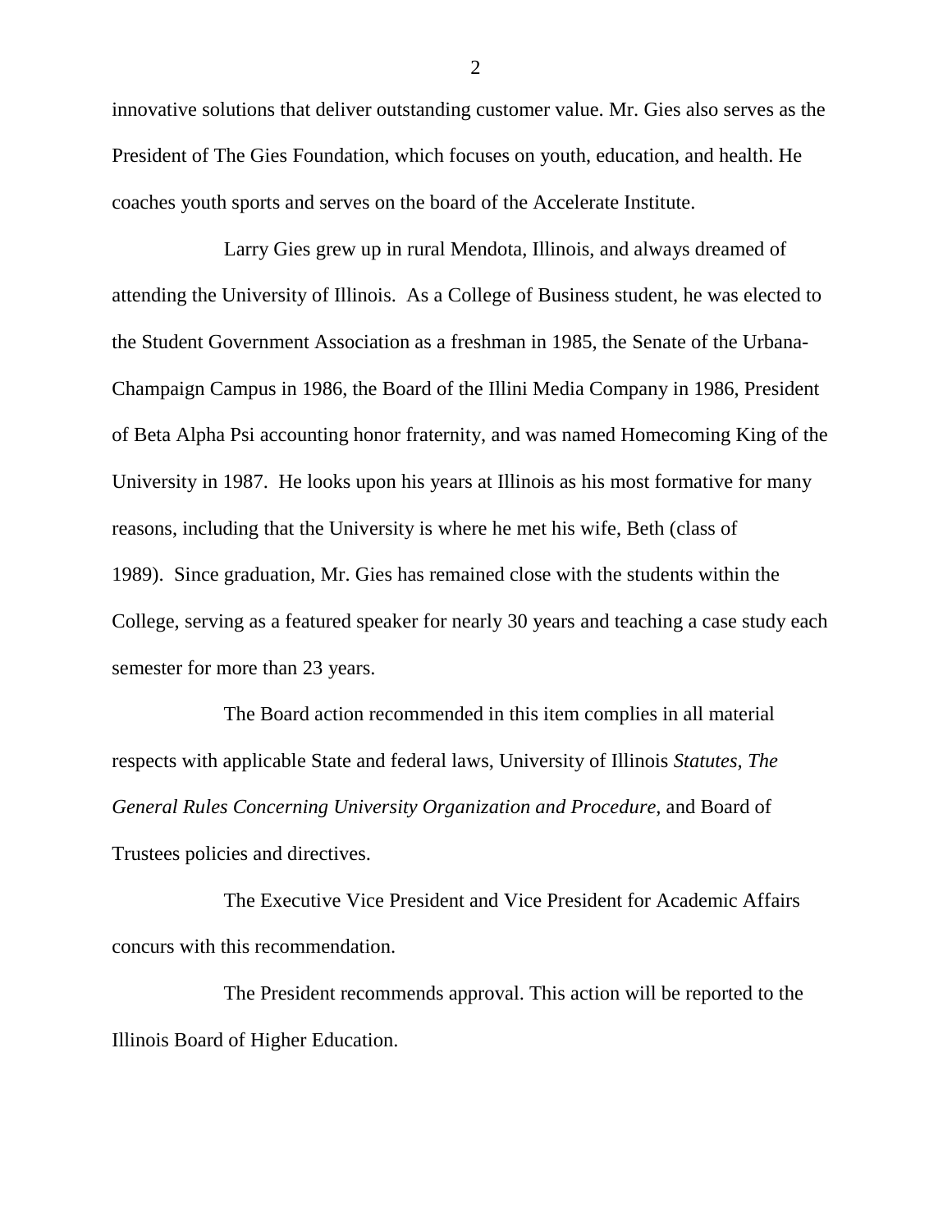innovative solutions that deliver outstanding customer value. Mr. Gies also serves as the President of The Gies Foundation, which focuses on youth, education, and health. He coaches youth sports and serves on the board of the Accelerate Institute.

Larry Gies grew up in rural Mendota, Illinois, and always dreamed of attending the University of Illinois. As a College of Business student, he was elected to the Student Government Association as a freshman in 1985, the Senate of the Urbana-Champaign Campus in 1986, the Board of the Illini Media Company in 1986, President of Beta Alpha Psi accounting honor fraternity, and was named Homecoming King of the University in 1987. He looks upon his years at Illinois as his most formative for many reasons, including that the University is where he met his wife, Beth (class of 1989). Since graduation, Mr. Gies has remained close with the students within the College, serving as a featured speaker for nearly 30 years and teaching a case study each semester for more than 23 years.

The Board action recommended in this item complies in all material respects with applicable State and federal laws, University of Illinois *Statutes*, *The General Rules Concerning University Organization and Procedure*, and Board of Trustees policies and directives.

The Executive Vice President and Vice President for Academic Affairs concurs with this recommendation.

The President recommends approval. This action will be reported to the Illinois Board of Higher Education.